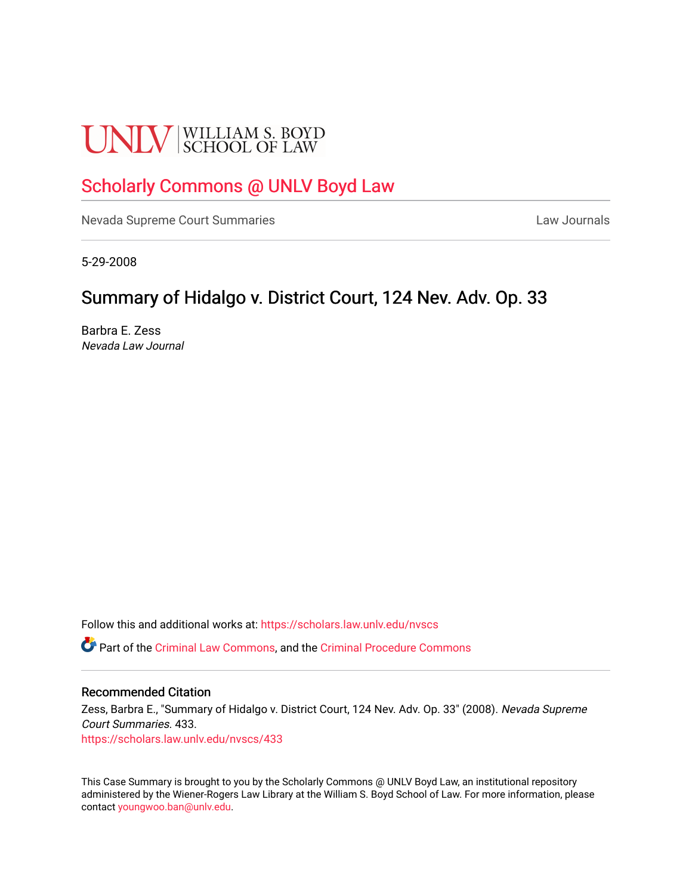UNLV | WILLIAM S. BOYD SCHOOL OF LAW

# Scholarly Commons @ UNLV Boyd Law

Nevada Supreme Court Summaries

Law Journals

5-29-2008

## Summary of Hidalgo v. District Court, 124 Nev. Adv. Op. 33

Barbra E. Zess

*Nevada Law Journal*

Follow this and additional works at: https://scholars.law.unlv.edu/nvscs

Part of the Criminal Law Commons, and the Criminal Procedure Commons

### Recommended Citation

Zess, Barbra E., "Summary of Hidalgo v. District Court, 124 Nev. Adv. Op. 33" (2008). *Nevada Supreme Court Summaries*. 433.
https://scholars.law.unlv.edu/nvscs/433

This Case Summary is brought to you by the Scholarly Commons @ UNLV Boyd Law, an institutional repository administered by the Wiener-Rogers Law Library at the William S. Boyd School of Law. For more information, please contact youngwoo.ban@unlv.edu.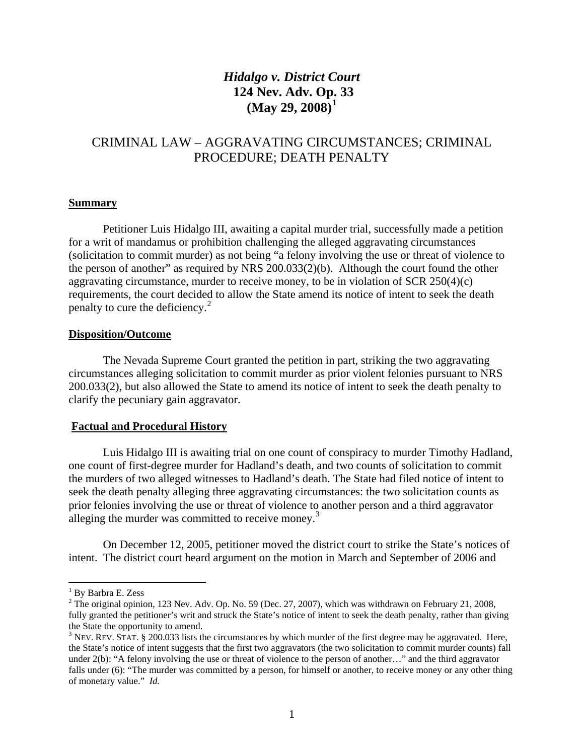# *Hidalgo v. District Court*
# 124 Nev. Adv. Op. 33
# (May 29, 2008)[1]

## CRIMINAL LAW – AGGRAVATING CIRCUMSTANCES; CRIMINAL PROCEDURE; DEATH PENALTY

### Summary

Petitioner Luis Hidalgo III, awaiting a capital murder trial, successfully made a petition for a writ of mandamus or prohibition challenging the alleged aggravating circumstances (solicitation to commit murder) as not being "a felony involving the use or threat of violence to the person of another" as required by NRS 200.033(2)(b). Although the court found the other aggravating circumstance, murder to receive money, to be in violation of SCR 250(4)(c) requirements, the court decided to allow the State amend its notice of intent to seek the death penalty to cure the deficiency.[2]

### Disposition/Outcome

The Nevada Supreme Court granted the petition in part, striking the two aggravating circumstances alleging solicitation to commit murder as prior violent felonies pursuant to NRS 200.033(2), but also allowed the State to amend its notice of intent to seek the death penalty to clarify the pecuniary gain aggravator.

### Factual and Procedural History

Luis Hidalgo III is awaiting trial on one count of conspiracy to murder Timothy Hadland, one count of first-degree murder for Hadland's death, and two counts of solicitation to commit the murders of two alleged witnesses to Hadland's death. The State had filed notice of intent to seek the death penalty alleging three aggravating circumstances: the two solicitation counts as prior felonies involving the use or threat of violence to another person and a third aggravator alleging the murder was committed to receive money.[3]

On December 12, 2005, petitioner moved the district court to strike the State's notices of intent. The district court heard argument on the motion in March and September of 2006 and

---

[1] By Barbra E. Zess

[2] The original opinion, 123 Nev. Adv. Op. No. 59 (Dec. 27, 2007), which was withdrawn on February 21, 2008, fully granted the petitioner's writ and struck the State's notice of intent to seek the death penalty, rather than giving the State the opportunity to amend.

[3] NEV. REV. STAT. § 200.033 lists the circumstances by which murder of the first degree may be aggravated. Here, the State's notice of intent suggests that the first two aggravators (the two solicitation to commit murder counts) fall under 2(b): "A felony involving the use or threat of violence to the person of another…" and the third aggravator falls under (6): "The murder was committed by a person, for himself or another, to receive money or any other thing of monetary value." *Id.*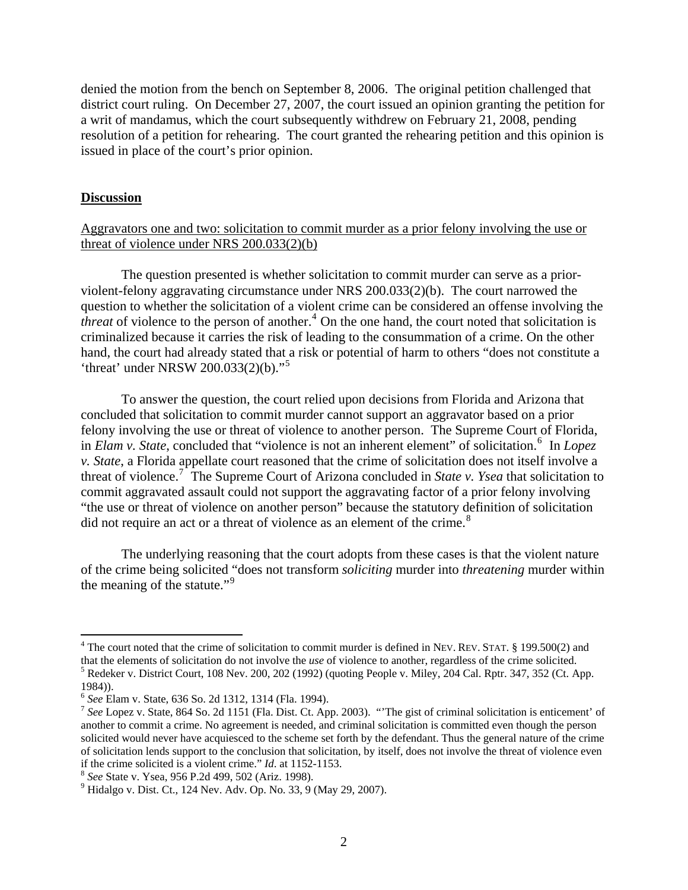denied the motion from the bench on September 8, 2006. The original petition challenged that district court ruling. On December 27, 2007, the court issued an opinion granting the petition for a writ of mandamus, which the court subsequently withdrew on February 21, 2008, pending resolution of a petition for rehearing. The court granted the rehearing petition and this opinion is issued in place of the court's prior opinion.

**Discussion**

Aggravators one and two: solicitation to commit murder as a prior felony involving the use or threat of violence under NRS 200.033(2)(b)

The question presented is whether solicitation to commit murder can serve as a prior-violent-felony aggravating circumstance under NRS 200.033(2)(b). The court narrowed the question to whether the solicitation of a violent crime can be considered an offense involving the *threat* of violence to the person of another.[4] On the one hand, the court noted that solicitation is criminalized because it carries the risk of leading to the consummation of a crime. On the other hand, the court had already stated that a risk or potential of harm to others "does not constitute a 'threat' under NRSW 200.033(2)(b)."[5]

To answer the question, the court relied upon decisions from Florida and Arizona that concluded that solicitation to commit murder cannot support an aggravator based on a prior felony involving the use or threat of violence to another person. The Supreme Court of Florida, in *Elam v. State*, concluded that "violence is not an inherent element" of solicitation.[6] In *Lopez v. State*, a Florida appellate court reasoned that the crime of solicitation does not itself involve a threat of violence.[7] The Supreme Court of Arizona concluded in *State v. Ysea* that solicitation to commit aggravated assault could not support the aggravating factor of a prior felony involving "the use or threat of violence on another person" because the statutory definition of solicitation did not require an act or a threat of violence as an element of the crime.[8]

The underlying reasoning that the court adopts from these cases is that the violent nature of the crime being solicited "does not transform *soliciting* murder into *threatening* murder within the meaning of the statute."[9]

---

[4] The court noted that the crime of solicitation to commit murder is defined in NEV. REV. STAT. § 199.500(2) and that the elements of solicitation do not involve the *use* of violence to another, regardless of the crime solicited.

[5] Redeker v. District Court, 108 Nev. 200, 202 (1992) (quoting People v. Miley, 204 Cal. Rptr. 347, 352 (Ct. App. 1984)).

[6] *See* Elam v. State, 636 So. 2d 1312, 1314 (Fla. 1994).

[7] *See* Lopez v. State, 864 So. 2d 1151 (Fla. Dist. Ct. App. 2003). "'The gist of criminal solicitation is enticement' of another to commit a crime. No agreement is needed, and criminal solicitation is committed even though the person solicited would never have acquiesced to the scheme set forth by the defendant. Thus the general nature of the crime of solicitation lends support to the conclusion that solicitation, by itself, does not involve the threat of violence even if the crime solicited is a violent crime." *Id*. at 1152-1153.

[8] *See* State v. Ysea, 956 P.2d 499, 502 (Ariz. 1998).

[9] Hidalgo v. Dist. Ct., 124 Nev. Adv. Op. No. 33, 9 (May 29, 2007).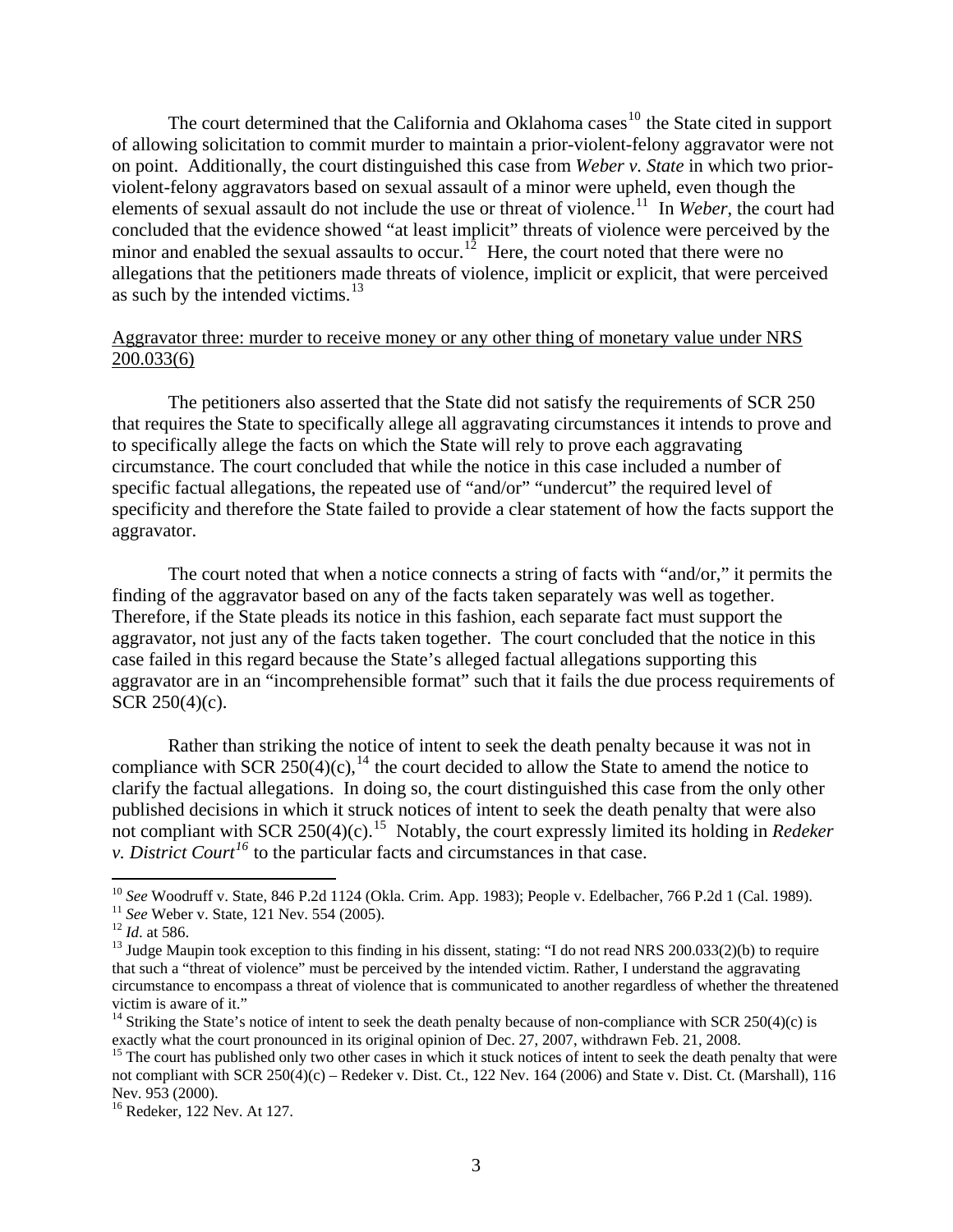The court determined that the California and Oklahoma cases[10] the State cited in support of allowing solicitation to commit murder to maintain a prior-violent-felony aggravator were not on point. Additionally, the court distinguished this case from *Weber v. State* in which two prior-violent-felony aggravators based on sexual assault of a minor were upheld, even though the elements of sexual assault do not include the use or threat of violence.[11] In *Weber*, the court had concluded that the evidence showed "at least implicit" threats of violence were perceived by the minor and enabled the sexual assaults to occur.[12] Here, the court noted that there were no allegations that the petitioners made threats of violence, implicit or explicit, that were perceived as such by the intended victims.[13]

<u>Aggravator three: murder to receive money or any other thing of monetary value under NRS 200.033(6)</u>

The petitioners also asserted that the State did not satisfy the requirements of SCR 250 that requires the State to specifically allege all aggravating circumstances it intends to prove and to specifically allege the facts on which the State will rely to prove each aggravating circumstance. The court concluded that while the notice in this case included a number of specific factual allegations, the repeated use of "and/or" "undercut" the required level of specificity and therefore the State failed to provide a clear statement of how the facts support the aggravator.

The court noted that when a notice connects a string of facts with "and/or," it permits the finding of the aggravator based on any of the facts taken separately was well as together. Therefore, if the State pleads its notice in this fashion, each separate fact must support the aggravator, not just any of the facts taken together. The court concluded that the notice in this case failed in this regard because the State's alleged factual allegations supporting this aggravator are in an "incomprehensible format" such that it fails the due process requirements of SCR 250(4)(c).

Rather than striking the notice of intent to seek the death penalty because it was not in compliance with SCR 250(4)(c),[14] the court decided to allow the State to amend the notice to clarify the factual allegations. In doing so, the court distinguished this case from the only other published decisions in which it struck notices of intent to seek the death penalty that were also not compliant with SCR 250(4)(c).[15] Notably, the court expressly limited its holding in *Redeker v. District Court*[16] to the particular facts and circumstances in that case.

---

[10] *See* Woodruff v. State, 846 P.2d 1124 (Okla. Crim. App. 1983); People v. Edelbacher, 766 P.2d 1 (Cal. 1989).

[11] *See* Weber v. State, 121 Nev. 554 (2005).

[12] *Id*. at 586.

[13] Judge Maupin took exception to this finding in his dissent, stating: "I do not read NRS 200.033(2)(b) to require that such a "threat of violence" must be perceived by the intended victim. Rather, I understand the aggravating circumstance to encompass a threat of violence that is communicated to another regardless of whether the threatened victim is aware of it."

[14] Striking the State's notice of intent to seek the death penalty because of non-compliance with SCR 250(4)(c) is exactly what the court pronounced in its original opinion of Dec. 27, 2007, withdrawn Feb. 21, 2008.

[15] The court has published only two other cases in which it stuck notices of intent to seek the death penalty that were not compliant with SCR 250(4)(c) – Redeker v. Dist. Ct., 122 Nev. 164 (2006) and State v. Dist. Ct. (Marshall), 116 Nev. 953 (2000).

[16] Redeker, 122 Nev. At 127.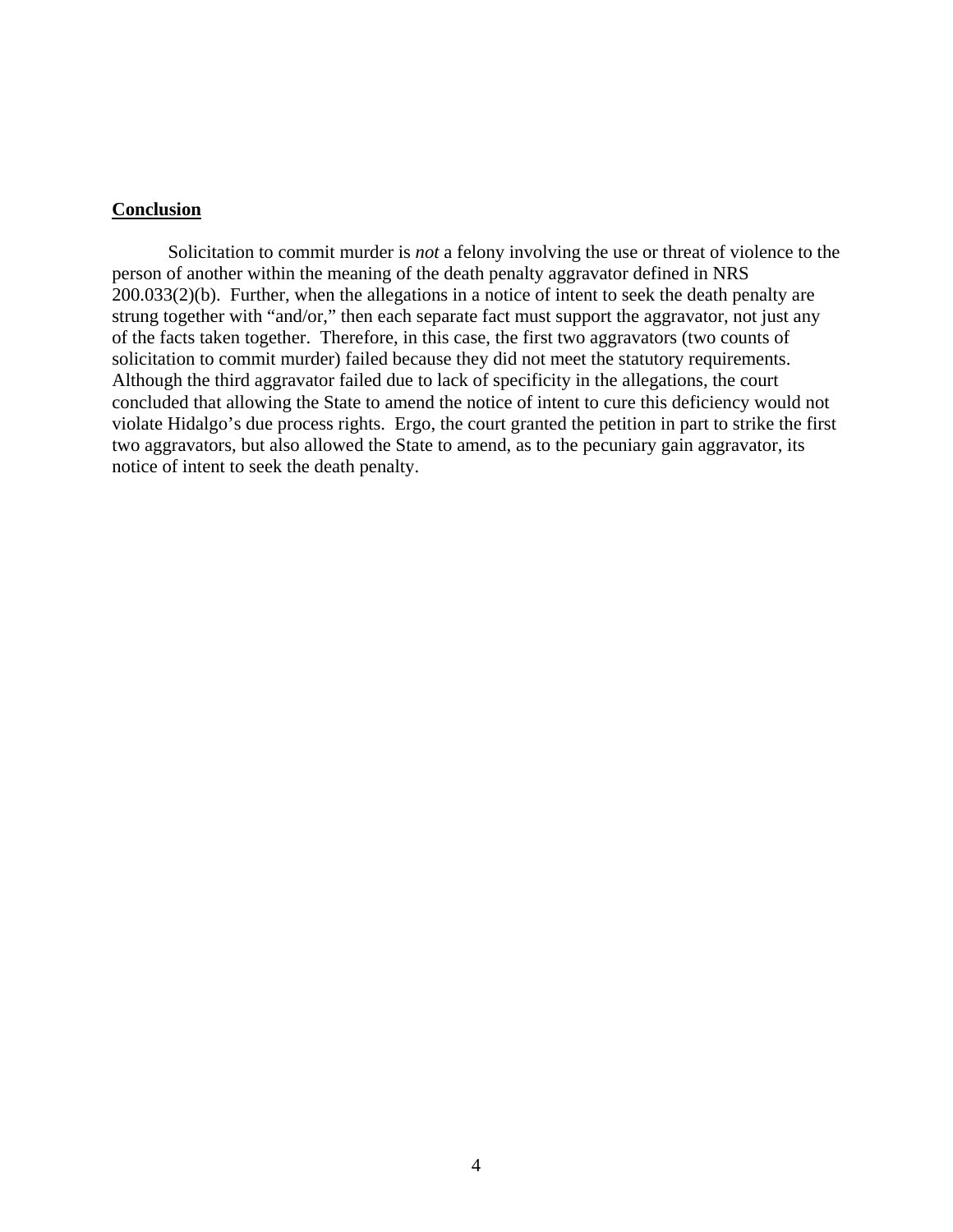**Conclusion**

Solicitation to commit murder is *not* a felony involving the use or threat of violence to the person of another within the meaning of the death penalty aggravator defined in NRS 200.033(2)(b). Further, when the allegations in a notice of intent to seek the death penalty are strung together with "and/or," then each separate fact must support the aggravator, not just any of the facts taken together. Therefore, in this case, the first two aggravators (two counts of solicitation to commit murder) failed because they did not meet the statutory requirements. Although the third aggravator failed due to lack of specificity in the allegations, the court concluded that allowing the State to amend the notice of intent to cure this deficiency would not violate Hidalgo's due process rights. Ergo, the court granted the petition in part to strike the first two aggravators, but also allowed the State to amend, as to the pecuniary gain aggravator, its notice of intent to seek the death penalty.